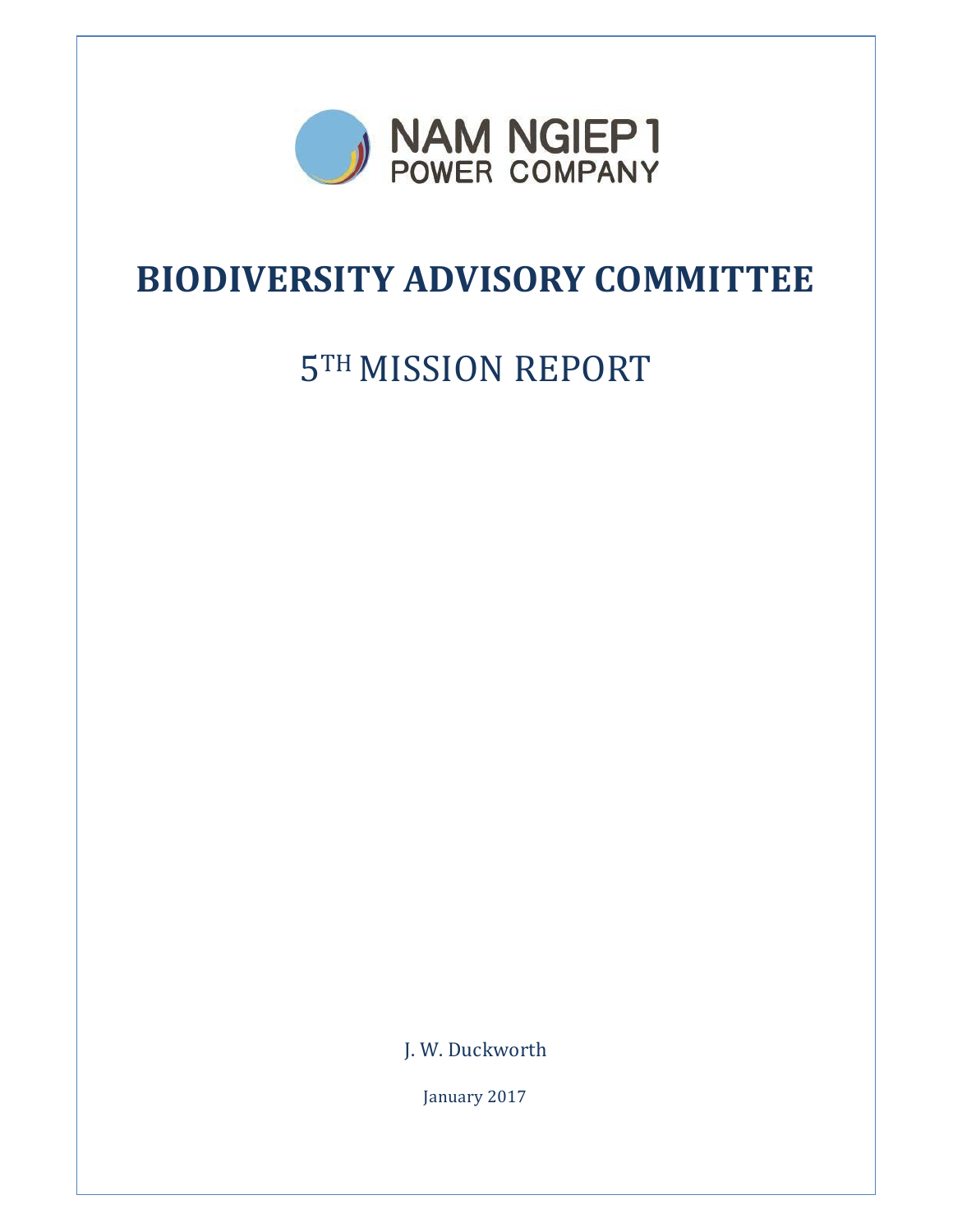NAM NGIEP 1
POWER COMPANY

# BIODIVERSITY ADVISORY COMMITTEE

## 5TH MISSION REPORT

J. W. Duckworth

January 2017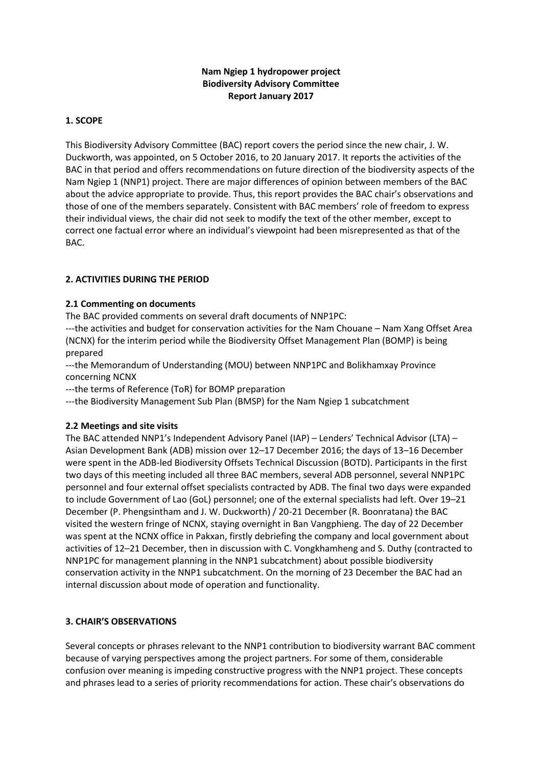**Nam Ngiep 1 hydropower project**
**Biodiversity Advisory Committee**
**Report January 2017**

## 1. SCOPE

This Biodiversity Advisory Committee (BAC) report covers the period since the new chair, J. W. Duckworth, was appointed, on 5 October 2016, to 20 January 2017. It reports the activities of the BAC in that period and offers recommendations on future direction of the biodiversity aspects of the Nam Ngiep 1 (NNP1) project. There are major differences of opinion between members of the BAC about the advice appropriate to provide. Thus, this report provides the BAC chair's observations and those of one of the members separately. Consistent with BAC members' role of freedom to express their individual views, the chair did not seek to modify the text of the other member, except to correct one factual error where an individual's viewpoint had been misrepresented as that of the BAC.

## 2. ACTIVITIES DURING THE PERIOD

### 2.1 Commenting on documents

The BAC provided comments on several draft documents of NNP1PC:

---the activities and budget for conservation activities for the Nam Chouane – Nam Xang Offset Area (NCNX) for the interim period while the Biodiversity Offset Management Plan (BOMP) is being prepared

---the Memorandum of Understanding (MOU) between NNP1PC and Bolikhamxay Province concerning NCNX

---the terms of Reference (ToR) for BOMP preparation

---the Biodiversity Management Sub Plan (BMSP) for the Nam Ngiep 1 subcatchment

### 2.2 Meetings and site visits

The BAC attended NNP1's Independent Advisory Panel (IAP) – Lenders' Technical Advisor (LTA) – Asian Development Bank (ADB) mission over 12–17 December 2016; the days of 13–16 December were spent in the ADB-led Biodiversity Offsets Technical Discussion (BOTD). Participants in the first two days of this meeting included all three BAC members, several ADB personnel, several NNP1PC personnel and four external offset specialists contracted by ADB. The final two days were expanded to include Government of Lao (GoL) personnel; one of the external specialists had left. Over 19–21 December (P. Phengsintham and J. W. Duckworth) / 20-21 December (R. Boonratana) the BAC visited the western fringe of NCNX, staying overnight in Ban Vangphieng. The day of 22 December was spent at the NCNX office in Pakxan, firstly debriefing the company and local government about activities of 12–21 December, then in discussion with C. Vongkhamheng and S. Duthy (contracted to NNP1PC for management planning in the NNP1 subcatchment) about possible biodiversity conservation activity in the NNP1 subcatchment. On the morning of 23 December the BAC had an internal discussion about mode of operation and functionality.

## 3. CHAIR'S OBSERVATIONS

Several concepts or phrases relevant to the NNP1 contribution to biodiversity warrant BAC comment because of varying perspectives among the project partners. For some of them, considerable confusion over meaning is impeding constructive progress with the NNP1 project. These concepts and phrases lead to a series of priority recommendations for action. These chair's observations do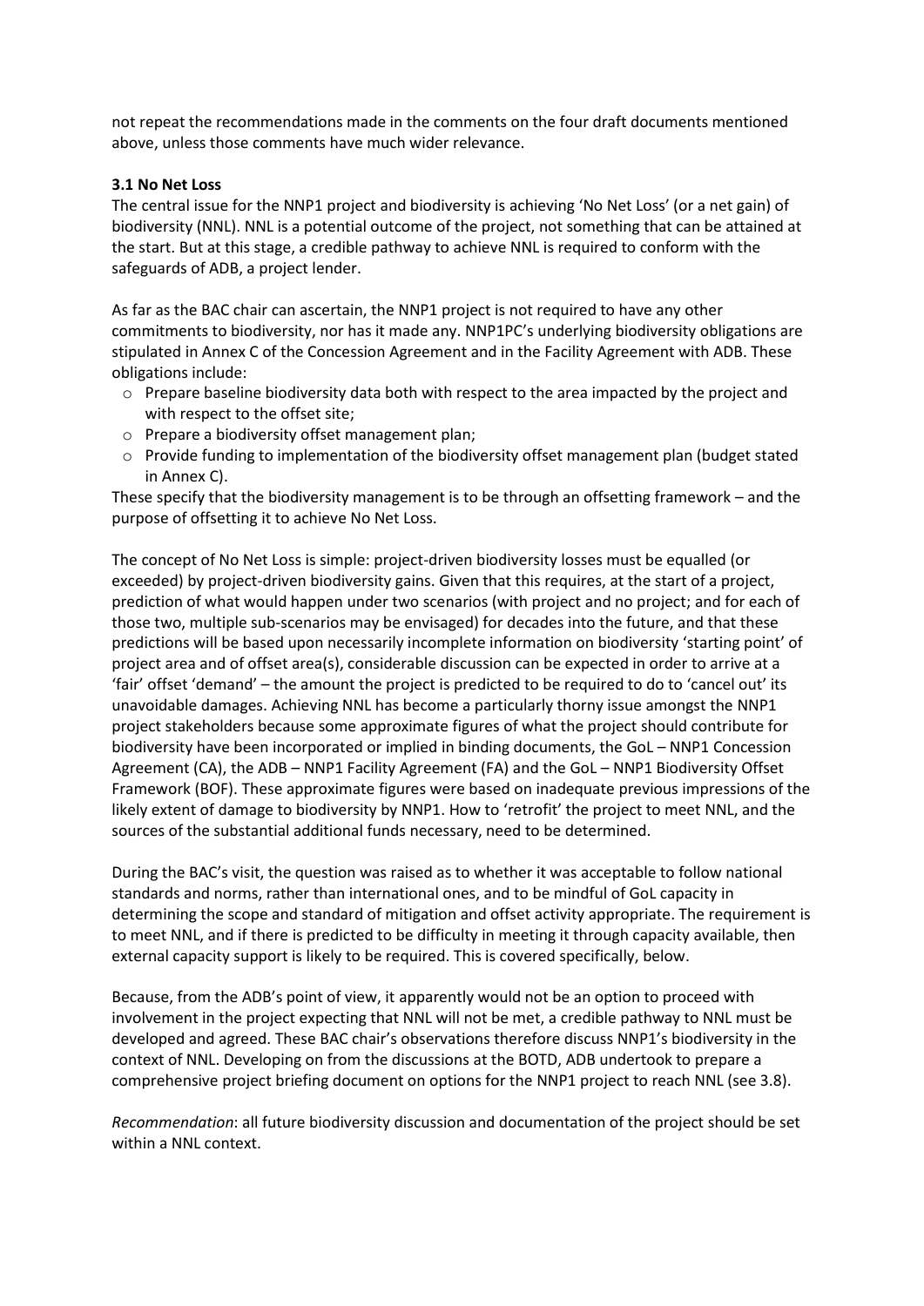not repeat the recommendations made in the comments on the four draft documents mentioned above, unless those comments have much wider relevance.

### 3.1 No Net Loss

The central issue for the NNP1 project and biodiversity is achieving 'No Net Loss' (or a net gain) of biodiversity (NNL). NNL is a potential outcome of the project, not something that can be attained at the start. But at this stage, a credible pathway to achieve NNL is required to conform with the safeguards of ADB, a project lender.

As far as the BAC chair can ascertain, the NNP1 project is not required to have any other commitments to biodiversity, nor has it made any. NNP1PC's underlying biodiversity obligations are stipulated in Annex C of the Concession Agreement and in the Facility Agreement with ADB. These obligations include:

- Prepare baseline biodiversity data both with respect to the area impacted by the project and with respect to the offset site;
- Prepare a biodiversity offset management plan;
- Provide funding to implementation of the biodiversity offset management plan (budget stated in Annex C).

These specify that the biodiversity management is to be through an offsetting framework – and the purpose of offsetting it to achieve No Net Loss.

The concept of No Net Loss is simple: project-driven biodiversity losses must be equalled (or exceeded) by project-driven biodiversity gains. Given that this requires, at the start of a project, prediction of what would happen under two scenarios (with project and no project; and for each of those two, multiple sub-scenarios may be envisaged) for decades into the future, and that these predictions will be based upon necessarily incomplete information on biodiversity 'starting point' of project area and of offset area(s), considerable discussion can be expected in order to arrive at a 'fair' offset 'demand' – the amount the project is predicted to be required to do to 'cancel out' its unavoidable damages. Achieving NNL has become a particularly thorny issue amongst the NNP1 project stakeholders because some approximate figures of what the project should contribute for biodiversity have been incorporated or implied in binding documents, the GoL – NNP1 Concession Agreement (CA), the ADB – NNP1 Facility Agreement (FA) and the GoL – NNP1 Biodiversity Offset Framework (BOF). These approximate figures were based on inadequate previous impressions of the likely extent of damage to biodiversity by NNP1. How to 'retrofit' the project to meet NNL, and the sources of the substantial additional funds necessary, need to be determined.

During the BAC's visit, the question was raised as to whether it was acceptable to follow national standards and norms, rather than international ones, and to be mindful of GoL capacity in determining the scope and standard of mitigation and offset activity appropriate. The requirement is to meet NNL, and if there is predicted to be difficulty in meeting it through capacity available, then external capacity support is likely to be required. This is covered specifically, below.

Because, from the ADB's point of view, it apparently would not be an option to proceed with involvement in the project expecting that NNL will not be met, a credible pathway to NNL must be developed and agreed. These BAC chair's observations therefore discuss NNP1's biodiversity in the context of NNL. Developing on from the discussions at the BOTD, ADB undertook to prepare a comprehensive project briefing document on options for the NNP1 project to reach NNL (see 3.8).

*Recommendation*: all future biodiversity discussion and documentation of the project should be set within a NNL context.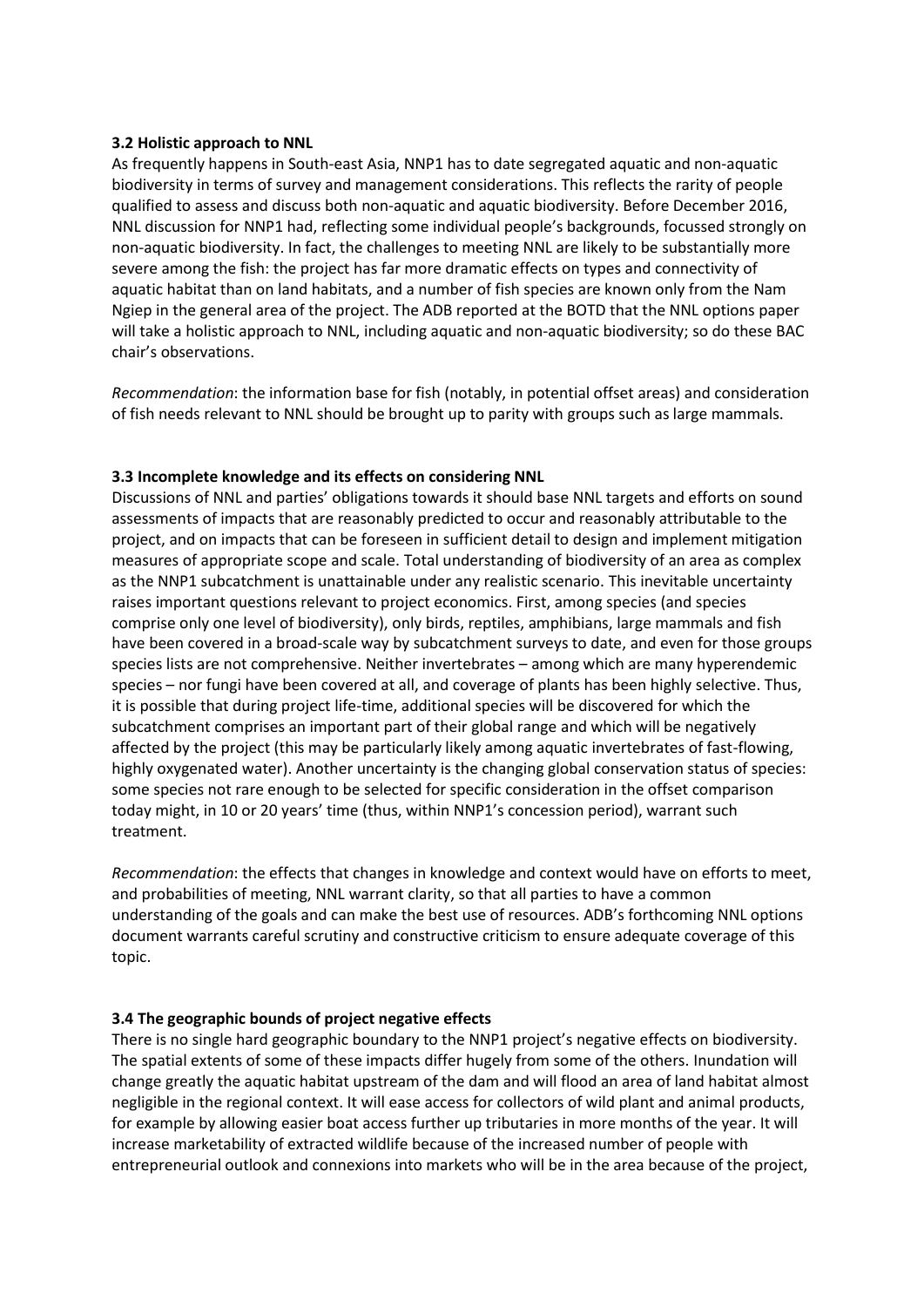### 3.2 Holistic approach to NNL

As frequently happens in South-east Asia, NNP1 has to date segregated aquatic and non-aquatic biodiversity in terms of survey and management considerations. This reflects the rarity of people qualified to assess and discuss both non-aquatic and aquatic biodiversity. Before December 2016, NNL discussion for NNP1 had, reflecting some individual people's backgrounds, focussed strongly on non-aquatic biodiversity. In fact, the challenges to meeting NNL are likely to be substantially more severe among the fish: the project has far more dramatic effects on types and connectivity of aquatic habitat than on land habitats, and a number of fish species are known only from the Nam Ngiep in the general area of the project. The ADB reported at the BOTD that the NNL options paper will take a holistic approach to NNL, including aquatic and non-aquatic biodiversity; so do these BAC chair's observations.

*Recommendation*: the information base for fish (notably, in potential offset areas) and consideration of fish needs relevant to NNL should be brought up to parity with groups such as large mammals.

### 3.3 Incomplete knowledge and its effects on considering NNL

Discussions of NNL and parties' obligations towards it should base NNL targets and efforts on sound assessments of impacts that are reasonably predicted to occur and reasonably attributable to the project, and on impacts that can be foreseen in sufficient detail to design and implement mitigation measures of appropriate scope and scale. Total understanding of biodiversity of an area as complex as the NNP1 subcatchment is unattainable under any realistic scenario. This inevitable uncertainty raises important questions relevant to project economics. First, among species (and species comprise only one level of biodiversity), only birds, reptiles, amphibians, large mammals and fish have been covered in a broad-scale way by subcatchment surveys to date, and even for those groups species lists are not comprehensive. Neither invertebrates – among which are many hyperendemic species – nor fungi have been covered at all, and coverage of plants has been highly selective. Thus, it is possible that during project life-time, additional species will be discovered for which the subcatchment comprises an important part of their global range and which will be negatively affected by the project (this may be particularly likely among aquatic invertebrates of fast-flowing, highly oxygenated water). Another uncertainty is the changing global conservation status of species: some species not rare enough to be selected for specific consideration in the offset comparison today might, in 10 or 20 years' time (thus, within NNP1's concession period), warrant such treatment.

*Recommendation*: the effects that changes in knowledge and context would have on efforts to meet, and probabilities of meeting, NNL warrant clarity, so that all parties to have a common understanding of the goals and can make the best use of resources. ADB's forthcoming NNL options document warrants careful scrutiny and constructive criticism to ensure adequate coverage of this topic.

### 3.4 The geographic bounds of project negative effects

There is no single hard geographic boundary to the NNP1 project's negative effects on biodiversity. The spatial extents of some of these impacts differ hugely from some of the others. Inundation will change greatly the aquatic habitat upstream of the dam and will flood an area of land habitat almost negligible in the regional context. It will ease access for collectors of wild plant and animal products, for example by allowing easier boat access further up tributaries in more months of the year. It will increase marketability of extracted wildlife because of the increased number of people with entrepreneurial outlook and connexions into markets who will be in the area because of the project,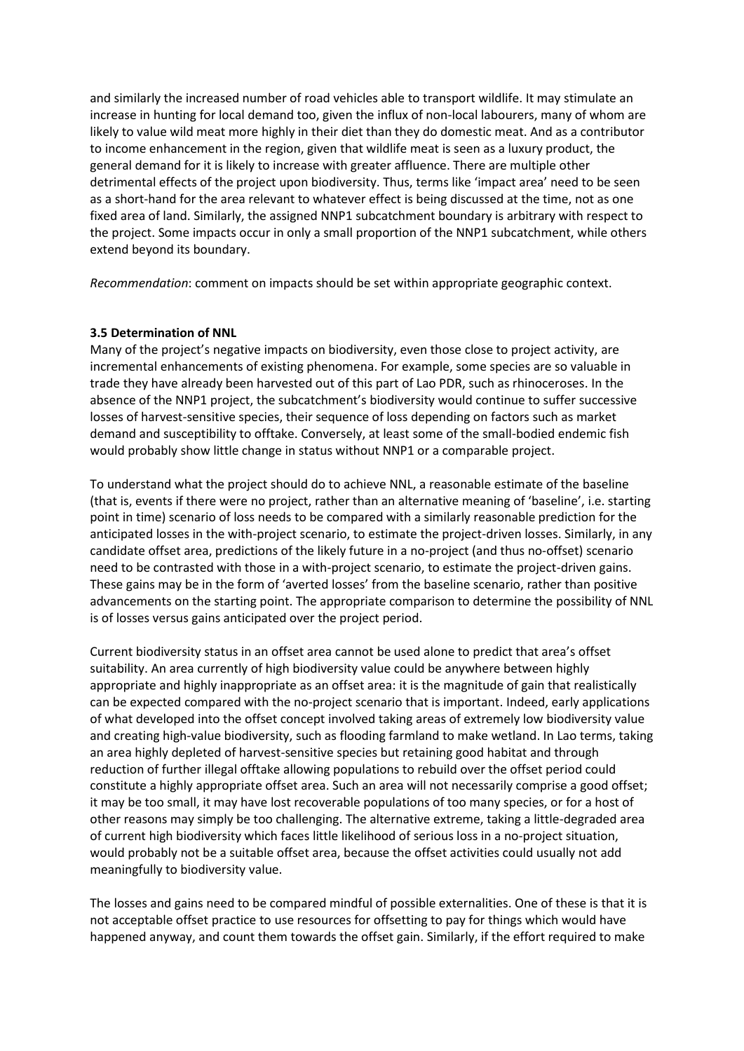and similarly the increased number of road vehicles able to transport wildlife. It may stimulate an increase in hunting for local demand too, given the influx of non-local labourers, many of whom are likely to value wild meat more highly in their diet than they do domestic meat. And as a contributor to income enhancement in the region, given that wildlife meat is seen as a luxury product, the general demand for it is likely to increase with greater affluence. There are multiple other detrimental effects of the project upon biodiversity. Thus, terms like 'impact area' need to be seen as a short-hand for the area relevant to whatever effect is being discussed at the time, not as one fixed area of land. Similarly, the assigned NNP1 subcatchment boundary is arbitrary with respect to the project. Some impacts occur in only a small proportion of the NNP1 subcatchment, while others extend beyond its boundary.

*Recommendation*: comment on impacts should be set within appropriate geographic context.

### 3.5 Determination of NNL

Many of the project's negative impacts on biodiversity, even those close to project activity, are incremental enhancements of existing phenomena. For example, some species are so valuable in trade they have already been harvested out of this part of Lao PDR, such as rhinoceroses. In the absence of the NNP1 project, the subcatchment's biodiversity would continue to suffer successive losses of harvest-sensitive species, their sequence of loss depending on factors such as market demand and susceptibility to offtake. Conversely, at least some of the small-bodied endemic fish would probably show little change in status without NNP1 or a comparable project.

To understand what the project should do to achieve NNL, a reasonable estimate of the baseline (that is, events if there were no project, rather than an alternative meaning of 'baseline', i.e. starting point in time) scenario of loss needs to be compared with a similarly reasonable prediction for the anticipated losses in the with-project scenario, to estimate the project-driven losses. Similarly, in any candidate offset area, predictions of the likely future in a no-project (and thus no-offset) scenario need to be contrasted with those in a with-project scenario, to estimate the project-driven gains. These gains may be in the form of 'averted losses' from the baseline scenario, rather than positive advancements on the starting point. The appropriate comparison to determine the possibility of NNL is of losses versus gains anticipated over the project period.

Current biodiversity status in an offset area cannot be used alone to predict that area's offset suitability. An area currently of high biodiversity value could be anywhere between highly appropriate and highly inappropriate as an offset area: it is the magnitude of gain that realistically can be expected compared with the no-project scenario that is important. Indeed, early applications of what developed into the offset concept involved taking areas of extremely low biodiversity value and creating high-value biodiversity, such as flooding farmland to make wetland. In Lao terms, taking an area highly depleted of harvest-sensitive species but retaining good habitat and through reduction of further illegal offtake allowing populations to rebuild over the offset period could constitute a highly appropriate offset area. Such an area will not necessarily comprise a good offset; it may be too small, it may have lost recoverable populations of too many species, or for a host of other reasons may simply be too challenging. The alternative extreme, taking a little-degraded area of current high biodiversity which faces little likelihood of serious loss in a no-project situation, would probably not be a suitable offset area, because the offset activities could usually not add meaningfully to biodiversity value.

The losses and gains need to be compared mindful of possible externalities. One of these is that it is not acceptable offset practice to use resources for offsetting to pay for things which would have happened anyway, and count them towards the offset gain. Similarly, if the effort required to make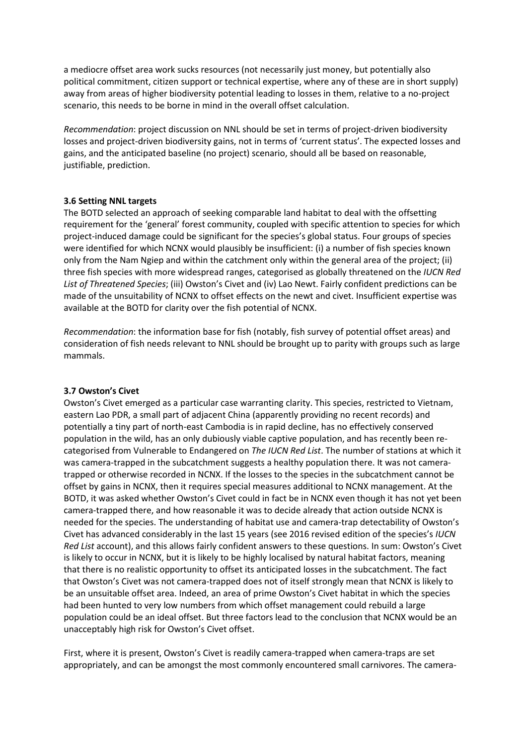a mediocre offset area work sucks resources (not necessarily just money, but potentially also political commitment, citizen support or technical expertise, where any of these are in short supply) away from areas of higher biodiversity potential leading to losses in them, relative to a no-project scenario, this needs to be borne in mind in the overall offset calculation.

*Recommendation*: project discussion on NNL should be set in terms of project-driven biodiversity losses and project-driven biodiversity gains, not in terms of 'current status'. The expected losses and gains, and the anticipated baseline (no project) scenario, should all be based on reasonable, justifiable, prediction.

### 3.6 Setting NNL targets

The BOTD selected an approach of seeking comparable land habitat to deal with the offsetting requirement for the 'general' forest community, coupled with specific attention to species for which project-induced damage could be significant for the species's global status. Four groups of species were identified for which NCNX would plausibly be insufficient: (i) a number of fish species known only from the Nam Ngiep and within the catchment only within the general area of the project; (ii) three fish species with more widespread ranges, categorised as globally threatened on the *IUCN Red List of Threatened Species*; (iii) Owston's Civet and (iv) Lao Newt. Fairly confident predictions can be made of the unsuitability of NCNX to offset effects on the newt and civet. Insufficient expertise was available at the BOTD for clarity over the fish potential of NCNX.

*Recommendation*: the information base for fish (notably, fish survey of potential offset areas) and consideration of fish needs relevant to NNL should be brought up to parity with groups such as large mammals.

### 3.7 Owston's Civet

Owston's Civet emerged as a particular case warranting clarity. This species, restricted to Vietnam, eastern Lao PDR, a small part of adjacent China (apparently providing no recent records) and potentially a tiny part of north-east Cambodia is in rapid decline, has no effectively conserved population in the wild, has an only dubiously viable captive population, and has recently been re-categorised from Vulnerable to Endangered on *The IUCN Red List*. The number of stations at which it was camera-trapped in the subcatchment suggests a healthy population there. It was not camera-trapped or otherwise recorded in NCNX. If the losses to the species in the subcatchment cannot be offset by gains in NCNX, then it requires special measures additional to NCNX management. At the BOTD, it was asked whether Owston's Civet could in fact be in NCNX even though it has not yet been camera-trapped there, and how reasonable it was to decide already that action outside NCNX is needed for the species. The understanding of habitat use and camera-trap detectability of Owston's Civet has advanced considerably in the last 15 years (see 2016 revised edition of the species's *IUCN Red List* account), and this allows fairly confident answers to these questions. In sum: Owston's Civet is likely to occur in NCNX, but it is likely to be highly localised by natural habitat factors, meaning that there is no realistic opportunity to offset its anticipated losses in the subcatchment. The fact that Owston's Civet was not camera-trapped does not of itself strongly mean that NCNX is likely to be an unsuitable offset area. Indeed, an area of prime Owston's Civet habitat in which the species had been hunted to very low numbers from which offset management could rebuild a large population could be an ideal offset. But three factors lead to the conclusion that NCNX would be an unacceptably high risk for Owston's Civet offset.

First, where it is present, Owston's Civet is readily camera-trapped when camera-traps are set appropriately, and can be amongst the most commonly encountered small carnivores. The camera-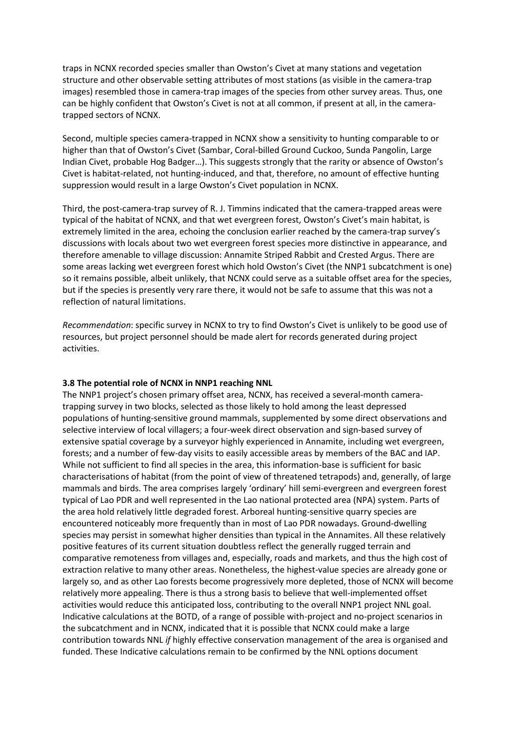traps in NCNX recorded species smaller than Owston's Civet at many stations and vegetation structure and other observable setting attributes of most stations (as visible in the camera-trap images) resembled those in camera-trap images of the species from other survey areas. Thus, one can be highly confident that Owston's Civet is not at all common, if present at all, in the camera-trapped sectors of NCNX.

Second, multiple species camera-trapped in NCNX show a sensitivity to hunting comparable to or higher than that of Owston's Civet (Sambar, Coral-billed Ground Cuckoo, Sunda Pangolin, Large Indian Civet, probable Hog Badger…). This suggests strongly that the rarity or absence of Owston's Civet is habitat-related, not hunting-induced, and that, therefore, no amount of effective hunting suppression would result in a large Owston's Civet population in NCNX.

Third, the post-camera-trap survey of R. J. Timmins indicated that the camera-trapped areas were typical of the habitat of NCNX, and that wet evergreen forest, Owston's Civet's main habitat, is extremely limited in the area, echoing the conclusion earlier reached by the camera-trap survey's discussions with locals about two wet evergreen forest species more distinctive in appearance, and therefore amenable to village discussion: Annamite Striped Rabbit and Crested Argus. There are some areas lacking wet evergreen forest which hold Owston's Civet (the NNP1 subcatchment is one) so it remains possible, albeit unlikely, that NCNX could serve as a suitable offset area for the species, but if the species is presently very rare there, it would not be safe to assume that this was not a reflection of natural limitations.

*Recommendation*: specific survey in NCNX to try to find Owston's Civet is unlikely to be good use of resources, but project personnel should be made alert for records generated during project activities.

### 3.8 The potential role of NCNX in NNP1 reaching NNL

The NNP1 project's chosen primary offset area, NCNX, has received a several-month camera-trapping survey in two blocks, selected as those likely to hold among the least depressed populations of hunting-sensitive ground mammals, supplemented by some direct observations and selective interview of local villagers; a four-week direct observation and sign-based survey of extensive spatial coverage by a surveyor highly experienced in Annamite, including wet evergreen, forests; and a number of few-day visits to easily accessible areas by members of the BAC and IAP. While not sufficient to find all species in the area, this information-base is sufficient for basic characterisations of habitat (from the point of view of threatened tetrapods) and, generally, of large mammals and birds. The area comprises largely 'ordinary' hill semi-evergreen and evergreen forest typical of Lao PDR and well represented in the Lao national protected area (NPA) system. Parts of the area hold relatively little degraded forest. Arboreal hunting-sensitive quarry species are encountered noticeably more frequently than in most of Lao PDR nowadays. Ground-dwelling species may persist in somewhat higher densities than typical in the Annamites. All these relatively positive features of its current situation doubtless reflect the generally rugged terrain and comparative remoteness from villages and, especially, roads and markets, and thus the high cost of extraction relative to many other areas. Nonetheless, the highest-value species are already gone or largely so, and as other Lao forests become progressively more depleted, those of NCNX will become relatively more appealing. There is thus a strong basis to believe that well-implemented offset activities would reduce this anticipated loss, contributing to the overall NNP1 project NNL goal. Indicative calculations at the BOTD, of a range of possible with-project and no-project scenarios in the subcatchment and in NCNX, indicated that it is possible that NCNX could make a large contribution towards NNL *if* highly effective conservation management of the area is organised and funded. These Indicative calculations remain to be confirmed by the NNL options document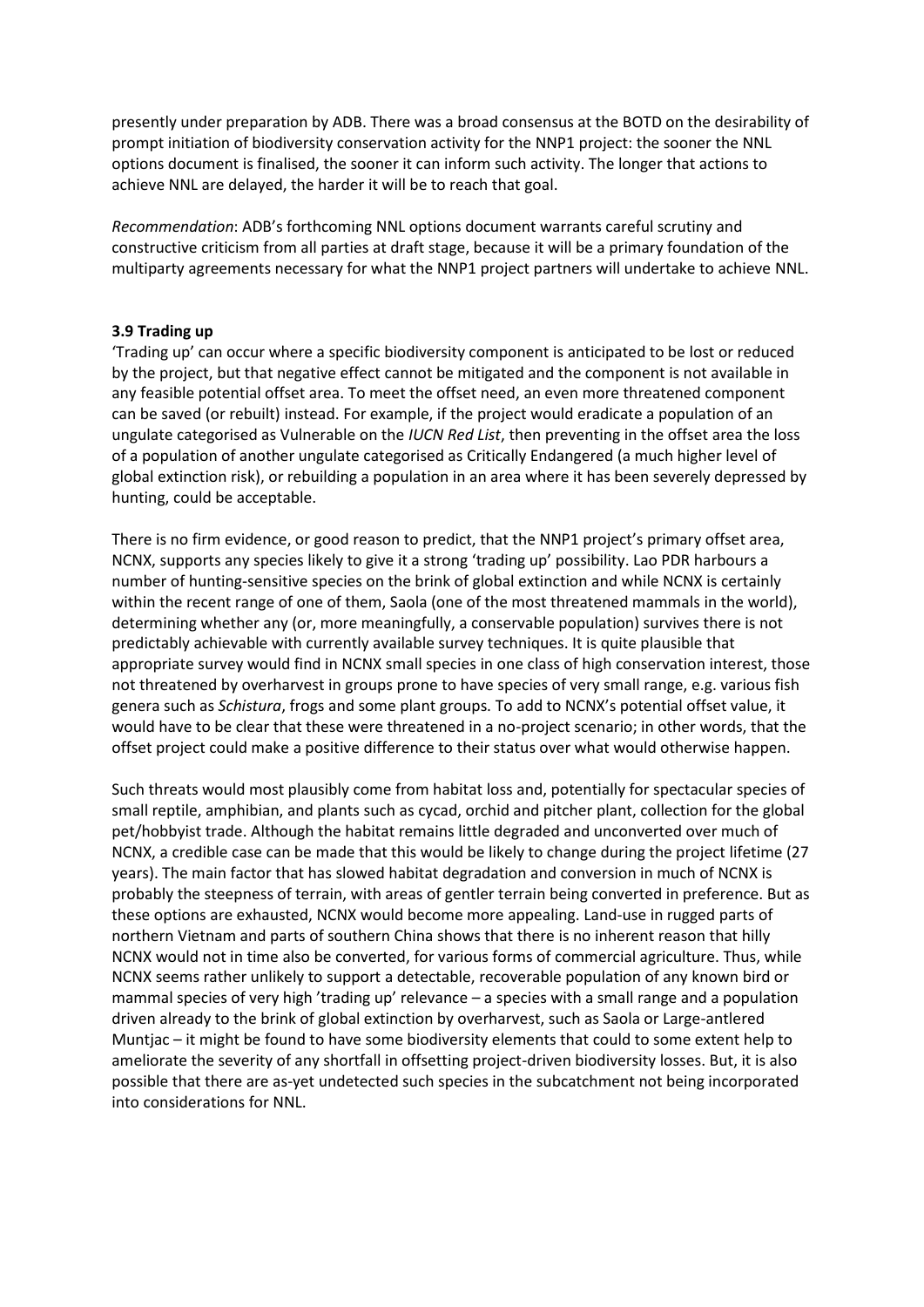presently under preparation by ADB. There was a broad consensus at the BOTD on the desirability of prompt initiation of biodiversity conservation activity for the NNP1 project: the sooner the NNL options document is finalised, the sooner it can inform such activity. The longer that actions to achieve NNL are delayed, the harder it will be to reach that goal.

*Recommendation*: ADB's forthcoming NNL options document warrants careful scrutiny and constructive criticism from all parties at draft stage, because it will be a primary foundation of the multiparty agreements necessary for what the NNP1 project partners will undertake to achieve NNL.

### 3.9 Trading up

'Trading up' can occur where a specific biodiversity component is anticipated to be lost or reduced by the project, but that negative effect cannot be mitigated and the component is not available in any feasible potential offset area. To meet the offset need, an even more threatened component can be saved (or rebuilt) instead. For example, if the project would eradicate a population of an ungulate categorised as Vulnerable on the *IUCN Red List*, then preventing in the offset area the loss of a population of another ungulate categorised as Critically Endangered (a much higher level of global extinction risk), or rebuilding a population in an area where it has been severely depressed by hunting, could be acceptable.

There is no firm evidence, or good reason to predict, that the NNP1 project's primary offset area, NCNX, supports any species likely to give it a strong 'trading up' possibility. Lao PDR harbours a number of hunting-sensitive species on the brink of global extinction and while NCNX is certainly within the recent range of one of them, Saola (one of the most threatened mammals in the world), determining whether any (or, more meaningfully, a conservable population) survives there is not predictably achievable with currently available survey techniques. It is quite plausible that appropriate survey would find in NCNX small species in one class of high conservation interest, those not threatened by overharvest in groups prone to have species of very small range, e.g. various fish genera such as *Schistura*, frogs and some plant groups. To add to NCNX's potential offset value, it would have to be clear that these were threatened in a no-project scenario; in other words, that the offset project could make a positive difference to their status over what would otherwise happen.

Such threats would most plausibly come from habitat loss and, potentially for spectacular species of small reptile, amphibian, and plants such as cycad, orchid and pitcher plant, collection for the global pet/hobbyist trade. Although the habitat remains little degraded and unconverted over much of NCNX, a credible case can be made that this would be likely to change during the project lifetime (27 years). The main factor that has slowed habitat degradation and conversion in much of NCNX is probably the steepness of terrain, with areas of gentler terrain being converted in preference. But as these options are exhausted, NCNX would become more appealing. Land-use in rugged parts of northern Vietnam and parts of southern China shows that there is no inherent reason that hilly NCNX would not in time also be converted, for various forms of commercial agriculture. Thus, while NCNX seems rather unlikely to support a detectable, recoverable population of any known bird or mammal species of very high 'trading up' relevance – a species with a small range and a population driven already to the brink of global extinction by overharvest, such as Saola or Large-antlered Muntjac – it might be found to have some biodiversity elements that could to some extent help to ameliorate the severity of any shortfall in offsetting project-driven biodiversity losses. But, it is also possible that there are as-yet undetected such species in the subcatchment not being incorporated into considerations for NNL.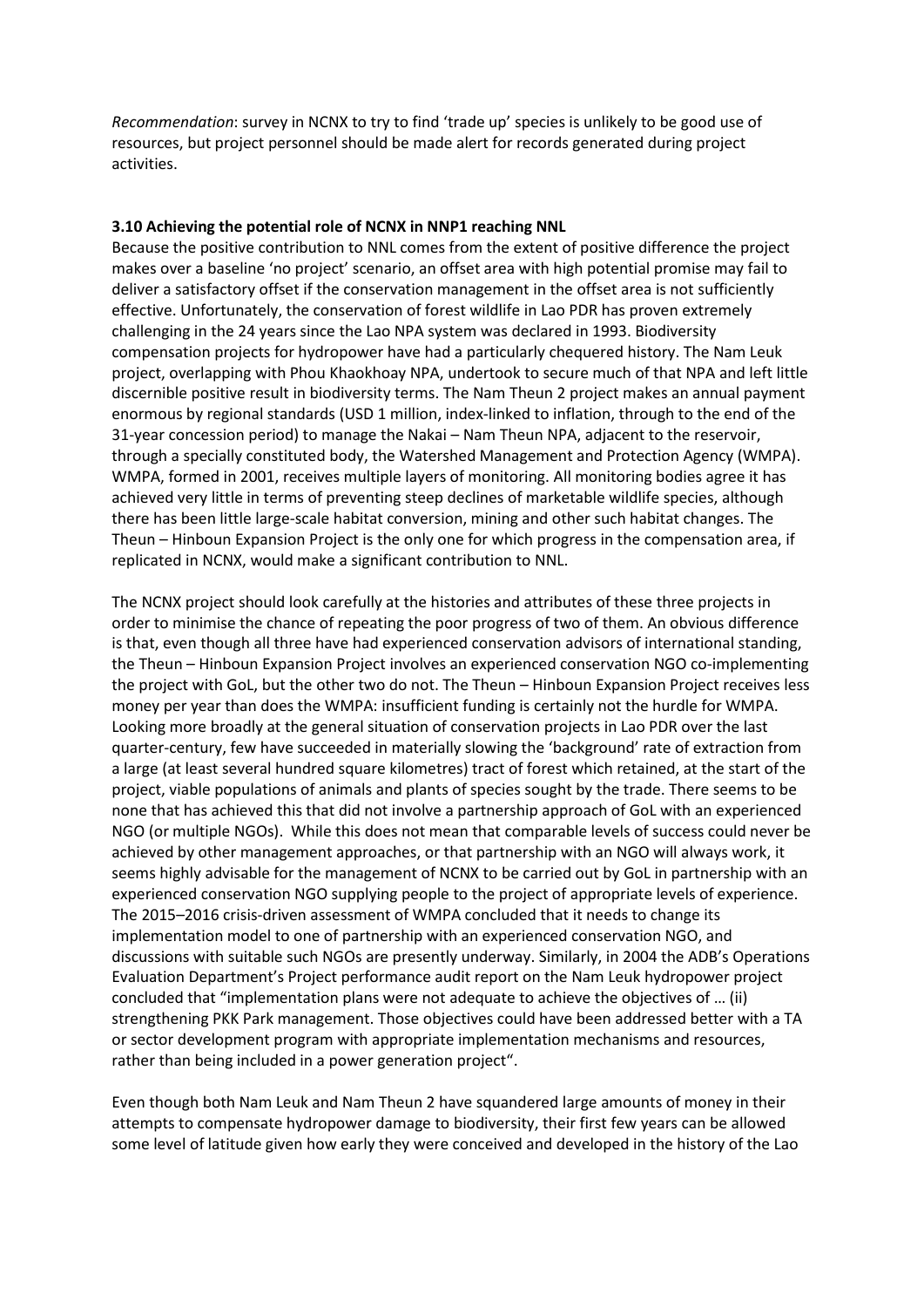*Recommendation*: survey in NCNX to try to find 'trade up' species is unlikely to be good use of resources, but project personnel should be made alert for records generated during project activities.

### 3.10 Achieving the potential role of NCNX in NNP1 reaching NNL

Because the positive contribution to NNL comes from the extent of positive difference the project makes over a baseline 'no project' scenario, an offset area with high potential promise may fail to deliver a satisfactory offset if the conservation management in the offset area is not sufficiently effective. Unfortunately, the conservation of forest wildlife in Lao PDR has proven extremely challenging in the 24 years since the Lao NPA system was declared in 1993. Biodiversity compensation projects for hydropower have had a particularly chequered history. The Nam Leuk project, overlapping with Phou Khaokhoay NPA, undertook to secure much of that NPA and left little discernible positive result in biodiversity terms. The Nam Theun 2 project makes an annual payment enormous by regional standards (USD 1 million, index-linked to inflation, through to the end of the 31-year concession period) to manage the Nakai – Nam Theun NPA, adjacent to the reservoir, through a specially constituted body, the Watershed Management and Protection Agency (WMPA). WMPA, formed in 2001, receives multiple layers of monitoring. All monitoring bodies agree it has achieved very little in terms of preventing steep declines of marketable wildlife species, although there has been little large-scale habitat conversion, mining and other such habitat changes. The Theun – Hinboun Expansion Project is the only one for which progress in the compensation area, if replicated in NCNX, would make a significant contribution to NNL.

The NCNX project should look carefully at the histories and attributes of these three projects in order to minimise the chance of repeating the poor progress of two of them. An obvious difference is that, even though all three have had experienced conservation advisors of international standing, the Theun – Hinboun Expansion Project involves an experienced conservation NGO co-implementing the project with GoL, but the other two do not. The Theun – Hinboun Expansion Project receives less money per year than does the WMPA: insufficient funding is certainly not the hurdle for WMPA. Looking more broadly at the general situation of conservation projects in Lao PDR over the last quarter-century, few have succeeded in materially slowing the 'background' rate of extraction from a large (at least several hundred square kilometres) tract of forest which retained, at the start of the project, viable populations of animals and plants of species sought by the trade. There seems to be none that has achieved this that did not involve a partnership approach of GoL with an experienced NGO (or multiple NGOs). While this does not mean that comparable levels of success could never be achieved by other management approaches, or that partnership with an NGO will always work, it seems highly advisable for the management of NCNX to be carried out by GoL in partnership with an experienced conservation NGO supplying people to the project of appropriate levels of experience. The 2015–2016 crisis-driven assessment of WMPA concluded that it needs to change its implementation model to one of partnership with an experienced conservation NGO, and discussions with suitable such NGOs are presently underway. Similarly, in 2004 the ADB's Operations Evaluation Department's Project performance audit report on the Nam Leuk hydropower project concluded that "implementation plans were not adequate to achieve the objectives of … (ii) strengthening PKK Park management. Those objectives could have been addressed better with a TA or sector development program with appropriate implementation mechanisms and resources, rather than being included in a power generation project".

Even though both Nam Leuk and Nam Theun 2 have squandered large amounts of money in their attempts to compensate hydropower damage to biodiversity, their first few years can be allowed some level of latitude given how early they were conceived and developed in the history of the Lao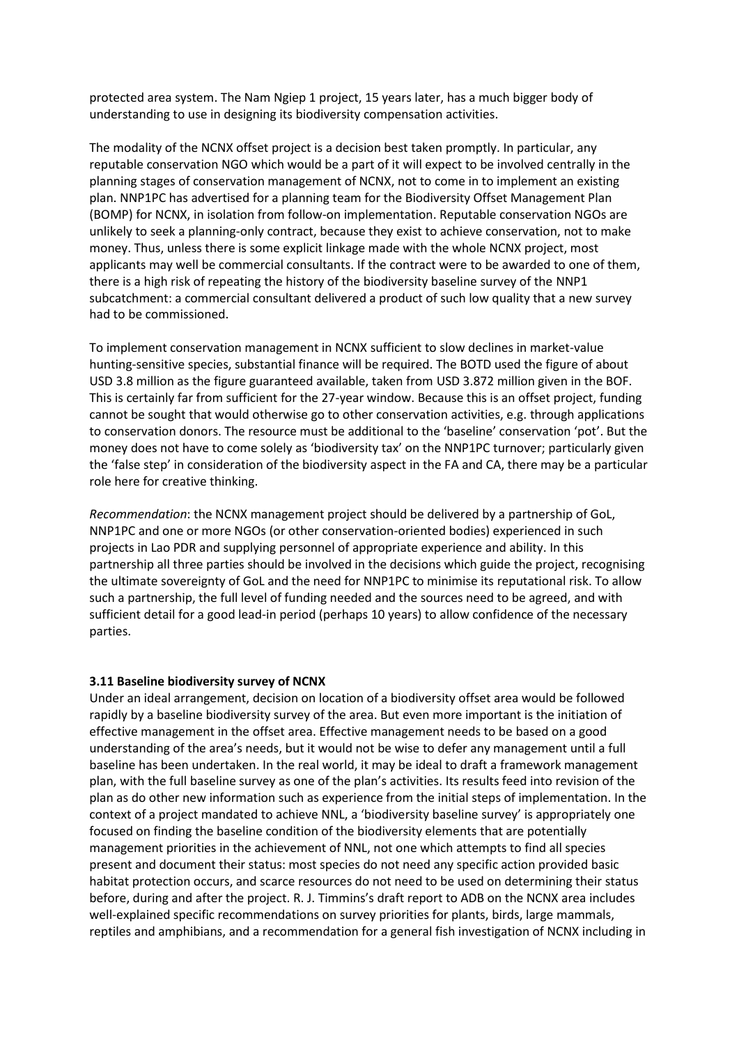protected area system. The Nam Ngiep 1 project, 15 years later, has a much bigger body of understanding to use in designing its biodiversity compensation activities.

The modality of the NCNX offset project is a decision best taken promptly. In particular, any reputable conservation NGO which would be a part of it will expect to be involved centrally in the planning stages of conservation management of NCNX, not to come in to implement an existing plan. NNP1PC has advertised for a planning team for the Biodiversity Offset Management Plan (BOMP) for NCNX, in isolation from follow-on implementation. Reputable conservation NGOs are unlikely to seek a planning-only contract, because they exist to achieve conservation, not to make money. Thus, unless there is some explicit linkage made with the whole NCNX project, most applicants may well be commercial consultants. If the contract were to be awarded to one of them, there is a high risk of repeating the history of the biodiversity baseline survey of the NNP1 subcatchment: a commercial consultant delivered a product of such low quality that a new survey had to be commissioned.

To implement conservation management in NCNX sufficient to slow declines in market-value hunting-sensitive species, substantial finance will be required. The BOTD used the figure of about USD 3.8 million as the figure guaranteed available, taken from USD 3.872 million given in the BOF. This is certainly far from sufficient for the 27-year window. Because this is an offset project, funding cannot be sought that would otherwise go to other conservation activities, e.g. through applications to conservation donors. The resource must be additional to the 'baseline' conservation 'pot'. But the money does not have to come solely as 'biodiversity tax' on the NNP1PC turnover; particularly given the 'false step' in consideration of the biodiversity aspect in the FA and CA, there may be a particular role here for creative thinking.

*Recommendation*: the NCNX management project should be delivered by a partnership of GoL, NNP1PC and one or more NGOs (or other conservation-oriented bodies) experienced in such projects in Lao PDR and supplying personnel of appropriate experience and ability. In this partnership all three parties should be involved in the decisions which guide the project, recognising the ultimate sovereignty of GoL and the need for NNP1PC to minimise its reputational risk. To allow such a partnership, the full level of funding needed and the sources need to be agreed, and with sufficient detail for a good lead-in period (perhaps 10 years) to allow confidence of the necessary parties.

### 3.11 Baseline biodiversity survey of NCNX

Under an ideal arrangement, decision on location of a biodiversity offset area would be followed rapidly by a baseline biodiversity survey of the area. But even more important is the initiation of effective management in the offset area. Effective management needs to be based on a good understanding of the area's needs, but it would not be wise to defer any management until a full baseline has been undertaken. In the real world, it may be ideal to draft a framework management plan, with the full baseline survey as one of the plan's activities. Its results feed into revision of the plan as do other new information such as experience from the initial steps of implementation. In the context of a project mandated to achieve NNL, a 'biodiversity baseline survey' is appropriately one focused on finding the baseline condition of the biodiversity elements that are potentially management priorities in the achievement of NNL, not one which attempts to find all species present and document their status: most species do not need any specific action provided basic habitat protection occurs, and scarce resources do not need to be used on determining their status before, during and after the project. R. J. Timmins's draft report to ADB on the NCNX area includes well-explained specific recommendations on survey priorities for plants, birds, large mammals, reptiles and amphibians, and a recommendation for a general fish investigation of NCNX including in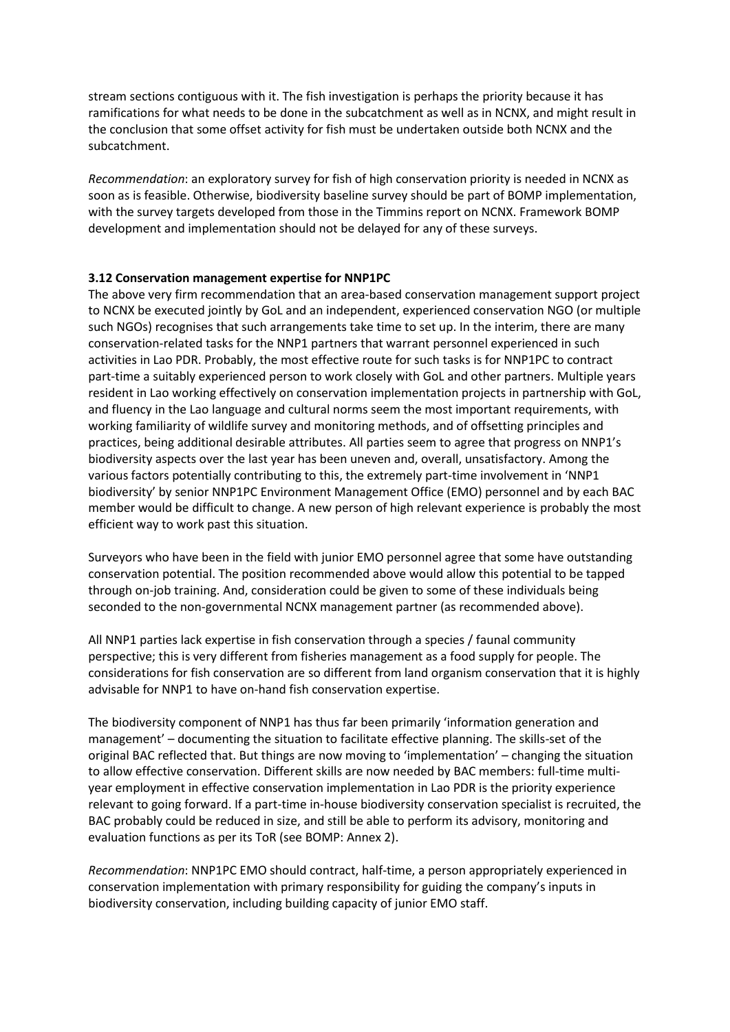stream sections contiguous with it. The fish investigation is perhaps the priority because it has ramifications for what needs to be done in the subcatchment as well as in NCNX, and might result in the conclusion that some offset activity for fish must be undertaken outside both NCNX and the subcatchment.

*Recommendation*: an exploratory survey for fish of high conservation priority is needed in NCNX as soon as is feasible. Otherwise, biodiversity baseline survey should be part of BOMP implementation, with the survey targets developed from those in the Timmins report on NCNX. Framework BOMP development and implementation should not be delayed for any of these surveys.

### 3.12 Conservation management expertise for NNP1PC

The above very firm recommendation that an area-based conservation management support project to NCNX be executed jointly by GoL and an independent, experienced conservation NGO (or multiple such NGOs) recognises that such arrangements take time to set up. In the interim, there are many conservation-related tasks for the NNP1 partners that warrant personnel experienced in such activities in Lao PDR. Probably, the most effective route for such tasks is for NNP1PC to contract part-time a suitably experienced person to work closely with GoL and other partners. Multiple years resident in Lao working effectively on conservation implementation projects in partnership with GoL, and fluency in the Lao language and cultural norms seem the most important requirements, with working familiarity of wildlife survey and monitoring methods, and of offsetting principles and practices, being additional desirable attributes. All parties seem to agree that progress on NNP1's biodiversity aspects over the last year has been uneven and, overall, unsatisfactory. Among the various factors potentially contributing to this, the extremely part-time involvement in 'NNP1 biodiversity' by senior NNP1PC Environment Management Office (EMO) personnel and by each BAC member would be difficult to change. A new person of high relevant experience is probably the most efficient way to work past this situation.

Surveyors who have been in the field with junior EMO personnel agree that some have outstanding conservation potential. The position recommended above would allow this potential to be tapped through on-job training. And, consideration could be given to some of these individuals being seconded to the non-governmental NCNX management partner (as recommended above).

All NNP1 parties lack expertise in fish conservation through a species / faunal community perspective; this is very different from fisheries management as a food supply for people. The considerations for fish conservation are so different from land organism conservation that it is highly advisable for NNP1 to have on-hand fish conservation expertise.

The biodiversity component of NNP1 has thus far been primarily 'information generation and management' – documenting the situation to facilitate effective planning. The skills-set of the original BAC reflected that. But things are now moving to 'implementation' – changing the situation to allow effective conservation. Different skills are now needed by BAC members: full-time multi-year employment in effective conservation implementation in Lao PDR is the priority experience relevant to going forward. If a part-time in-house biodiversity conservation specialist is recruited, the BAC probably could be reduced in size, and still be able to perform its advisory, monitoring and evaluation functions as per its ToR (see BOMP: Annex 2).

*Recommendation*: NNP1PC EMO should contract, half-time, a person appropriately experienced in conservation implementation with primary responsibility for guiding the company's inputs in biodiversity conservation, including building capacity of junior EMO staff.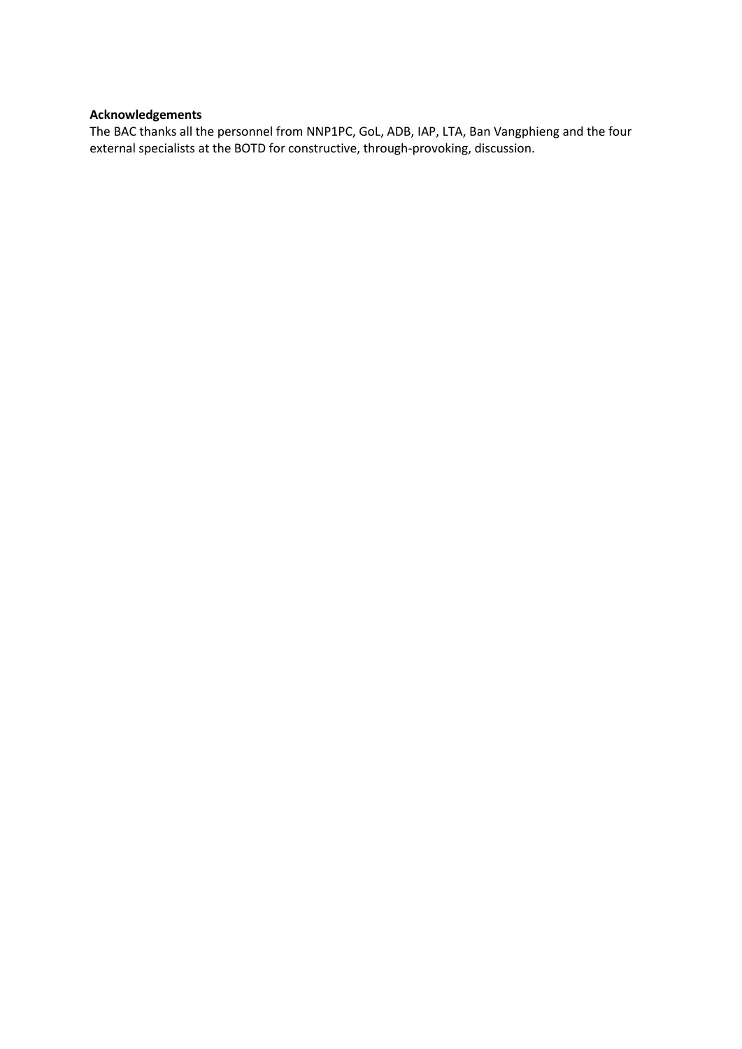**Acknowledgements**

The BAC thanks all the personnel from NNP1PC, GoL, ADB, IAP, LTA, Ban Vangphieng and the four external specialists at the BOTD for constructive, through-provoking, discussion.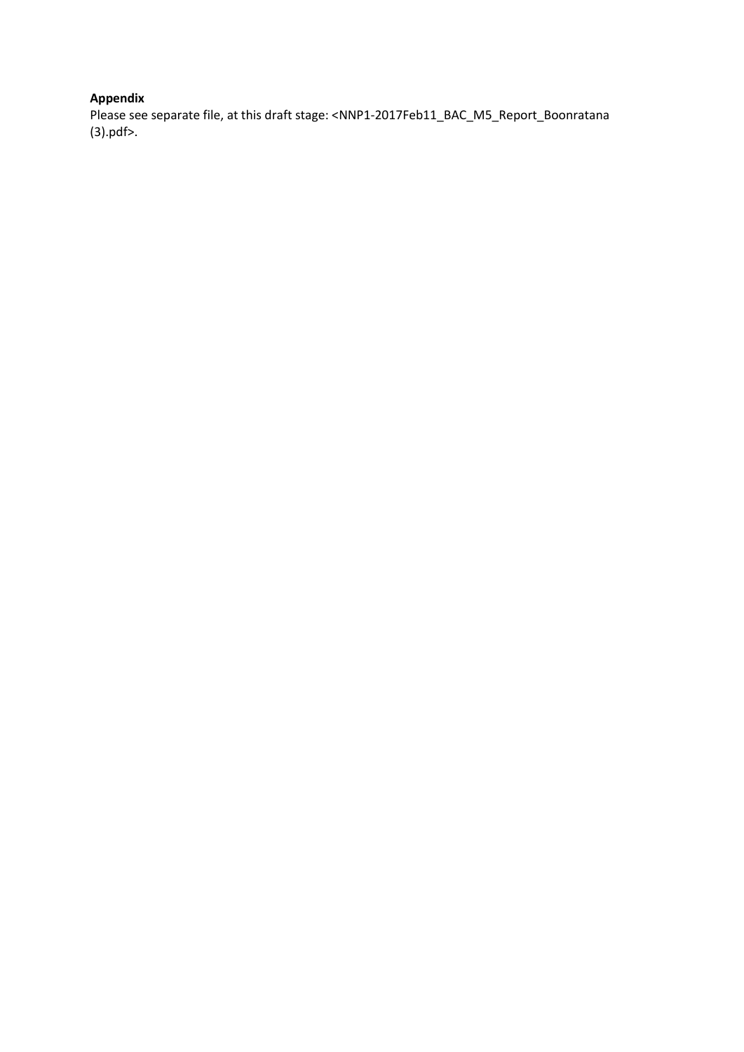**Appendix**

Please see separate file, at this draft stage: <NNP1-2017Feb11_BAC_M5_Report_Boonratana (3).pdf>.